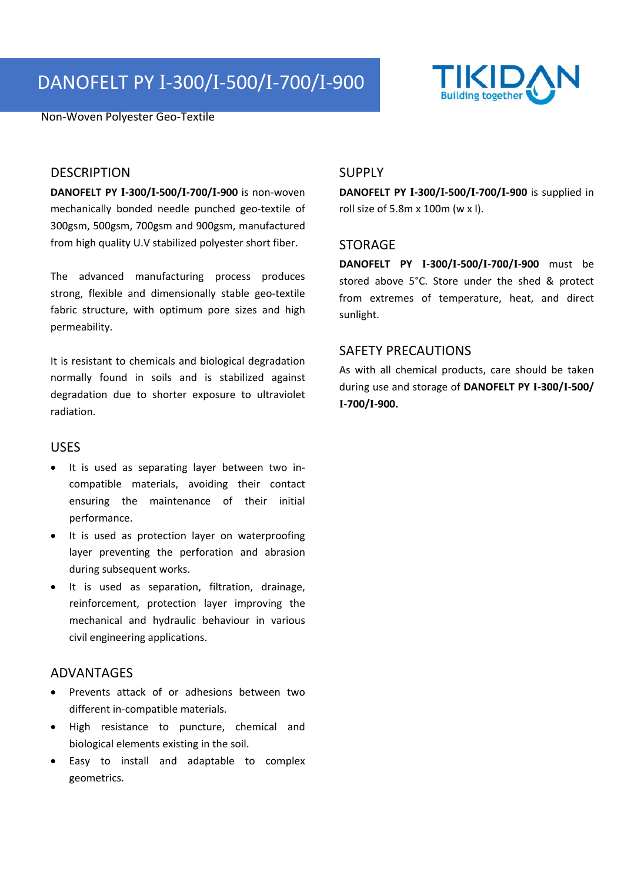# DANOFELT PY I-300/I-500/I-700/I-900

Non-Woven Polyester Geo-Textile

## DESCRIPTION

**DANOFELT PY I-300/I-500/I-700/I-900** is non-woven mechanically bonded needle punched geo-textile of 300gsm, 500gsm, 700gsm and 900gsm, manufactured from high quality U.V stabilized polyester short fiber.

The advanced manufacturing process produces strong, flexible and dimensionally stable geo-textile fabric structure, with optimum pore sizes and high permeability.

It is resistant to chemicals and biological degradation normally found in soils and is stabilized against degradation due to shorter exposure to ultraviolet radiation.

## USES

- It is used as separating layer between two in-compatible materials, avoiding their contact ensuring the maintenance of their initial performance.
- It is used as protection layer on waterproofing layer preventing the perforation and abrasion during subsequent works.
- It is used as separation, filtration, drainage, reinforcement, protection layer improving the mechanical and hydraulic behaviour in various civil engineering applications.

## ADVANTAGES

- Prevents attack of or adhesions between two different in-compatible materials.
- High resistance to puncture, chemical and biological elements existing in the soil.
- Easy to install and adaptable to complex geometrics.

## SUPPLY

**DANOFELT PY I-300/I-500/I-700/I-900** is supplied in roll size of 5.8m x 100m (w x l).

## STORAGE

**DANOFELT PY I-300/I-500/I-700/I-900** must be stored above 5°C. Store under the shed & protect from extremes of temperature, heat, and direct sunlight.

## SAFETY PRECAUTIONS

As with all chemical products, care should be taken during use and storage of **DANOFELT PY I-300/I-500/I-700/I-900.**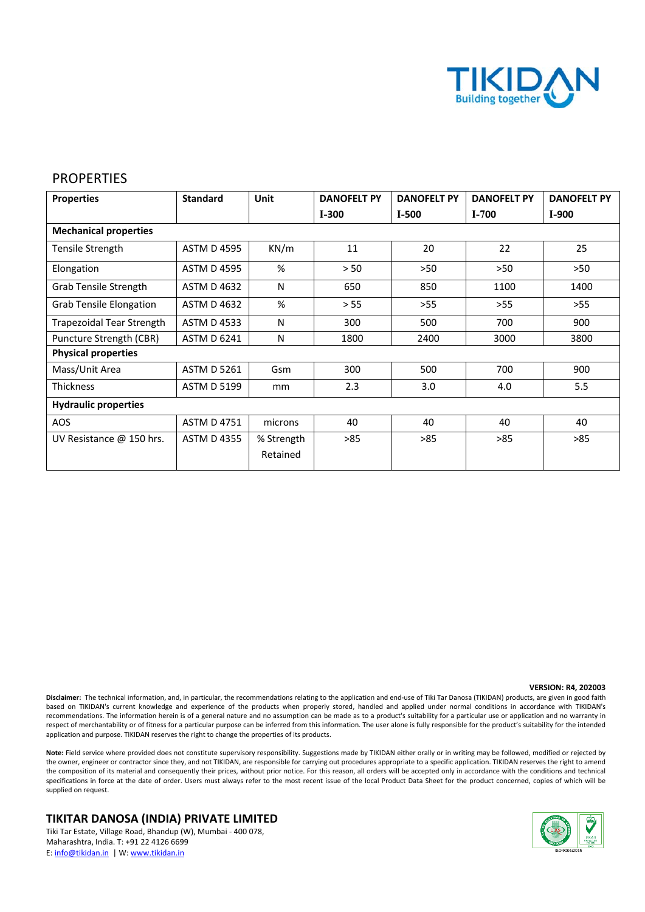## PROPERTIES

| Properties | Standard | Unit | DANOFELT PY I-300 | DANOFELT PY I-500 | DANOFELT PY I-700 | DANOFELT PY I-900 |
|---|---|---|---|---|---|---|
| **Mechanical properties** | | | | | | |
| Tensile Strength | ASTM D 4595 | KN/m | 11 | 20 | 22 | 25 |
| Elongation | ASTM D 4595 | % | > 50 | >50 | >50 | >50 |
| Grab Tensile Strength | ASTM D 4632 | N | 650 | 850 | 1100 | 1400 |
| Grab Tensile Elongation | ASTM D 4632 | % | > 55 | >55 | >55 | >55 |
| Trapezoidal Tear Strength | ASTM D 4533 | N | 300 | 500 | 700 | 900 |
| Puncture Strength (CBR) | ASTM D 6241 | N | 1800 | 2400 | 3000 | 3800 |
| **Physical properties** | | | | | | |
| Mass/Unit Area | ASTM D 5261 | Gsm | 300 | 500 | 700 | 900 |
| Thickness | ASTM D 5199 | mm | 2.3 | 3.0 | 4.0 | 5.5 |
| **Hydraulic properties** | | | | | | |
| AOS | ASTM D 4751 | microns | 40 | 40 | 40 | 40 |
| UV Resistance @ 150 hrs. | ASTM D 4355 | % Strength Retained | >85 | >85 | >85 | >85 |

**VERSION: R4, 202003**

**Disclaimer:** The technical information, and, in particular, the recommendations relating to the application and end-use of Tiki Tar Danosa (TIKIDAN) products, are given in good faith based on TIKIDAN's current knowledge and experience of the products when properly stored, handled and applied under normal conditions in accordance with TIKIDAN's recommendations. The information herein is of a general nature and no assumption can be made as to a product's suitability for a particular use or application and no warranty in respect of merchantability or of fitness for a particular purpose can be inferred from this information. The user alone is fully responsible for the product's suitability for the intended application and purpose. TIKIDAN reserves the right to change the properties of its products.

**Note:** Field service where provided does not constitute supervisory responsibility. Suggestions made by TIKIDAN either orally or in writing may be followed, modified or rejected by the owner, engineer or contractor since they, and not TIKIDAN, are responsible for carrying out procedures appropriate to a specific application. TIKIDAN reserves the right to amend the composition of its material and consequently their prices, without prior notice. For this reason, all orders will be accepted only in accordance with the conditions and technical specifications in force at the date of order. Users must always refer to the most recent issue of the local Product Data Sheet for the product concerned, copies of which will be supplied on request.

### TIKITAR DANOSA (INDIA) PRIVATE LIMITED

Tiki Tar Estate, Village Road, Bhandup (W), Mumbai - 400 078,
Maharashtra, India. T: +91 22 4126 6699
E: info@tikidan.in | W: www.tikidan.in